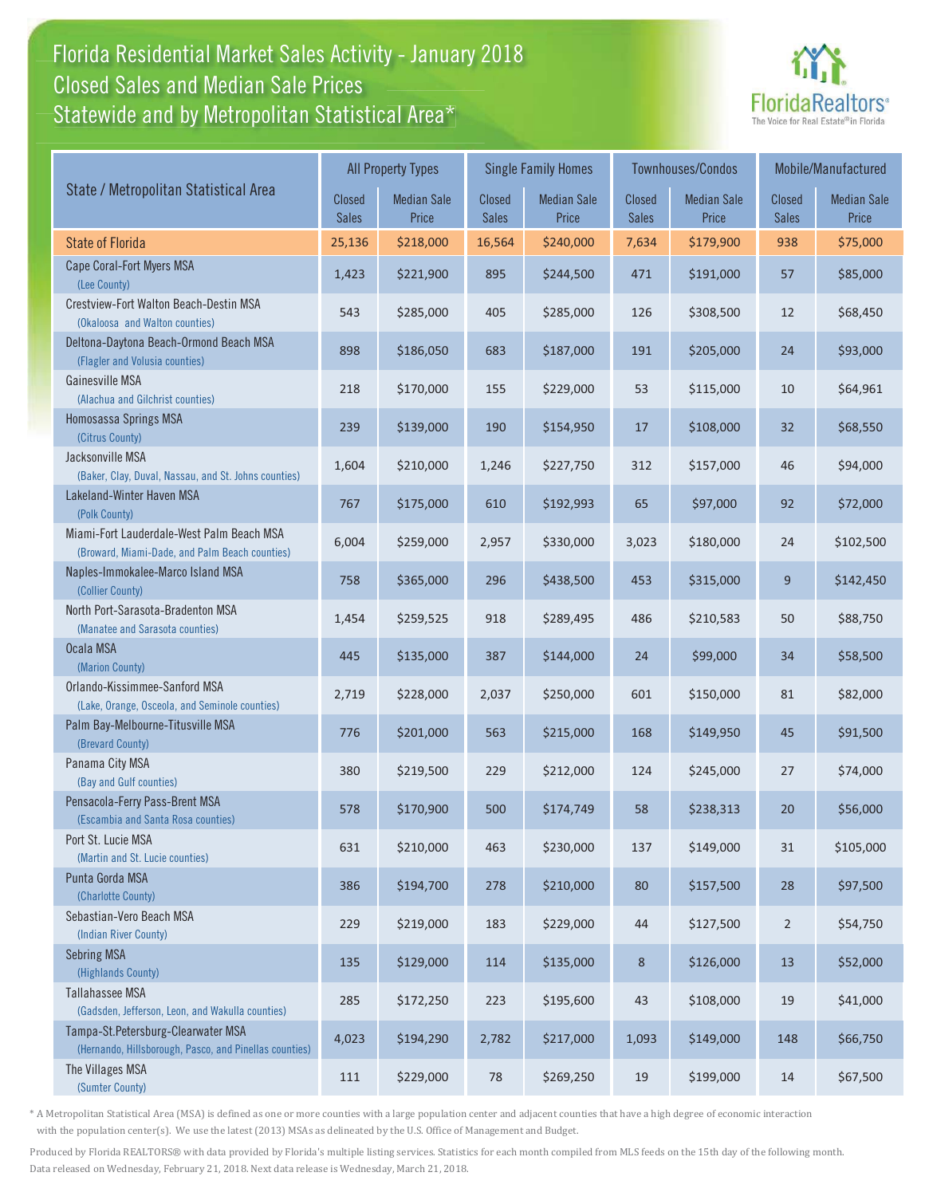# Florida Residential Market Sales Activity - January 2018
## Closed Sales and Median Sale Prices
## Statewide and by Metropolitan Statistical Area*

FloridaRealtors® The Voice for Real Estate® in Florida

| State / Metropolitan Statistical Area | All Property Types | | Single Family Homes | | Townhouses/Condos | | Mobile/Manufactured | |
|---|---|---|---|---|---|---|---|---|
| | Closed Sales | Median Sale Price | Closed Sales | Median Sale Price | Closed Sales | Median Sale Price | Closed Sales | Median Sale Price |
| **State of Florida** | 25,136 | $218,000 | 16,564 | $240,000 | 7,634 | $179,900 | 938 | $75,000 |
| Cape Coral-Fort Myers MSA (Lee County) | 1,423 | $221,900 | 895 | $244,500 | 471 | $191,000 | 57 | $85,000 |
| Crestview-Fort Walton Beach-Destin MSA (Okaloosa and Walton counties) | 543 | $285,000 | 405 | $285,000 | 126 | $308,500 | 12 | $68,450 |
| Deltona-Daytona Beach-Ormond Beach MSA (Flagler and Volusia counties) | 898 | $186,050 | 683 | $187,000 | 191 | $205,000 | 24 | $93,000 |
| Gainesville MSA (Alachua and Gilchrist counties) | 218 | $170,000 | 155 | $229,000 | 53 | $115,000 | 10 | $64,961 |
| Homosassa Springs MSA (Citrus County) | 239 | $139,000 | 190 | $154,950 | 17 | $108,000 | 32 | $68,550 |
| Jacksonville MSA (Baker, Clay, Duval, Nassau, and St. Johns counties) | 1,604 | $210,000 | 1,246 | $227,750 | 312 | $157,000 | 46 | $94,000 |
| Lakeland-Winter Haven MSA (Polk County) | 767 | $175,000 | 610 | $192,993 | 65 | $97,000 | 92 | $72,000 |
| Miami-Fort Lauderdale-West Palm Beach MSA (Broward, Miami-Dade, and Palm Beach counties) | 6,004 | $259,000 | 2,957 | $330,000 | 3,023 | $180,000 | 24 | $102,500 |
| Naples-Immokalee-Marco Island MSA (Collier County) | 758 | $365,000 | 296 | $438,500 | 453 | $315,000 | 9 | $142,450 |
| North Port-Sarasota-Bradenton MSA (Manatee and Sarasota counties) | 1,454 | $259,525 | 918 | $289,495 | 486 | $210,583 | 50 | $88,750 |
| Ocala MSA (Marion County) | 445 | $135,000 | 387 | $144,000 | 24 | $99,000 | 34 | $58,500 |
| Orlando-Kissimmee-Sanford MSA (Lake, Orange, Osceola, and Seminole counties) | 2,719 | $228,000 | 2,037 | $250,000 | 601 | $150,000 | 81 | $82,000 |
| Palm Bay-Melbourne-Titusville MSA (Brevard County) | 776 | $201,000 | 563 | $215,000 | 168 | $149,950 | 45 | $91,500 |
| Panama City MSA (Bay and Gulf counties) | 380 | $219,500 | 229 | $212,000 | 124 | $245,000 | 27 | $74,000 |
| Pensacola-Ferry Pass-Brent MSA (Escambia and Santa Rosa counties) | 578 | $170,900 | 500 | $174,749 | 58 | $238,313 | 20 | $56,000 |
| Port St. Lucie MSA (Martin and St. Lucie counties) | 631 | $210,000 | 463 | $230,000 | 137 | $149,000 | 31 | $105,000 |
| Punta Gorda MSA (Charlotte County) | 386 | $194,700 | 278 | $210,000 | 80 | $157,500 | 28 | $97,500 |
| Sebastian-Vero Beach MSA (Indian River County) | 229 | $219,000 | 183 | $229,000 | 44 | $127,500 | 2 | $54,750 |
| Sebring MSA (Highlands County) | 135 | $129,000 | 114 | $135,000 | 8 | $126,000 | 13 | $52,000 |
| Tallahassee MSA (Gadsden, Jefferson, Leon, and Wakulla counties) | 285 | $172,250 | 223 | $195,600 | 43 | $108,000 | 19 | $41,000 |
| Tampa-St.Petersburg-Clearwater MSA (Hernando, Hillsborough, Pasco, and Pinellas counties) | 4,023 | $194,290 | 2,782 | $217,000 | 1,093 | $149,000 | 148 | $66,750 |
| The Villages MSA (Sumter County) | 111 | $229,000 | 78 | $269,250 | 19 | $199,000 | 14 | $67,500 |

* A Metropolitan Statistical Area (MSA) is defined as one or more counties with a large population center and adjacent counties that have a high degree of economic interaction with the population center(s). We use the latest (2013) MSAs as delineated by the U.S. Office of Management and Budget.

Produced by Florida REALTORS® with data provided by Florida's multiple listing services. Statistics for each month compiled from MLS feeds on the 15th day of the following month. Data released on Wednesday, February 21, 2018. Next data release is Wednesday, March 21, 2018.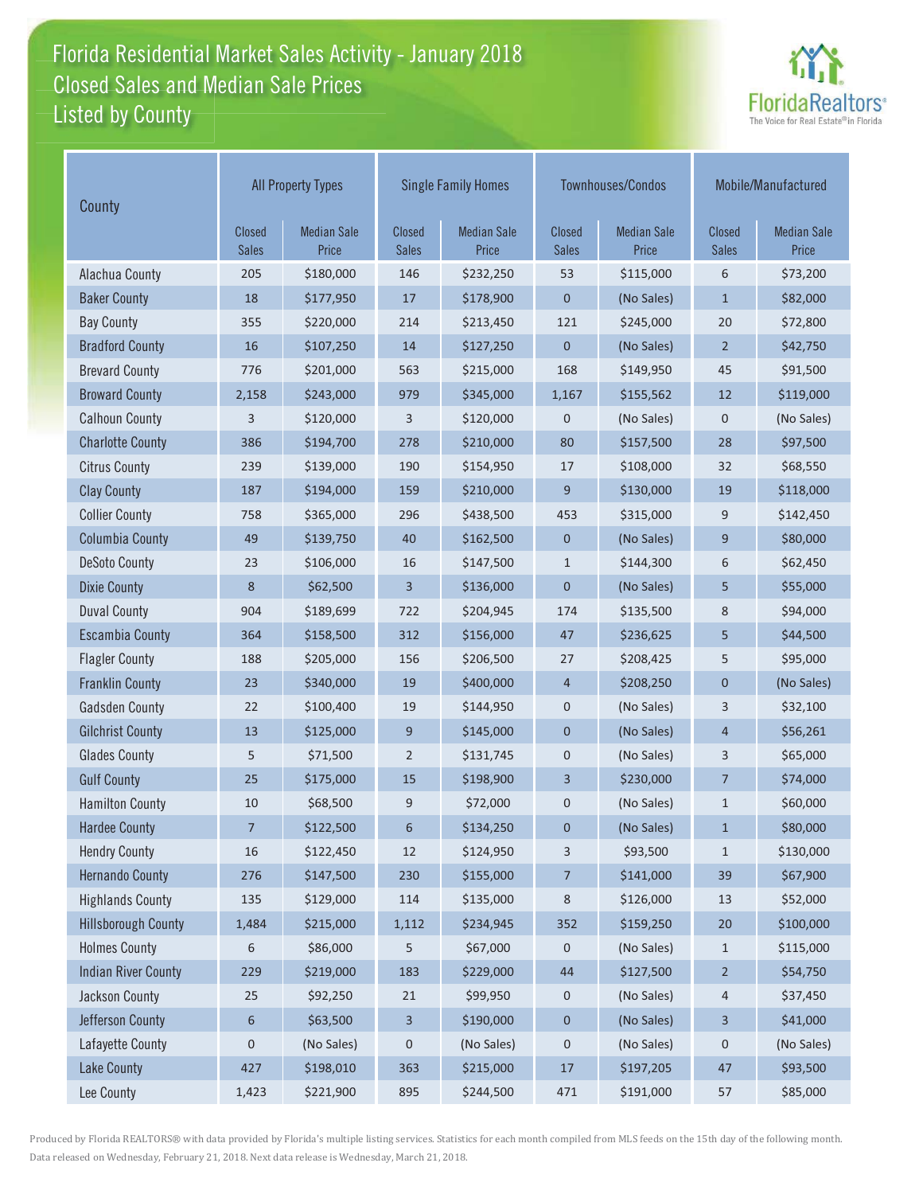# Florida Residential Market Sales Activity - January 2018
## Closed Sales and Median Sale Prices
## Listed by County

| County | All Property Types | | Single Family Homes | | Townhouses/Condos | | Mobile/Manufactured | |
|---|---|---|---|---|---|---|---|---|
| | Closed Sales | Median Sale Price | Closed Sales | Median Sale Price | Closed Sales | Median Sale Price | Closed Sales | Median Sale Price |
| Alachua County | 205 | $180,000 | 146 | $232,250 | 53 | $115,000 | 6 | $73,200 |
| Baker County | 18 | $177,950 | 17 | $178,900 | 0 | (No Sales) | 1 | $82,000 |
| Bay County | 355 | $220,000 | 214 | $213,450 | 121 | $245,000 | 20 | $72,800 |
| Bradford County | 16 | $107,250 | 14 | $127,250 | 0 | (No Sales) | 2 | $42,750 |
| Brevard County | 776 | $201,000 | 563 | $215,000 | 168 | $149,950 | 45 | $91,500 |
| Broward County | 2,158 | $243,000 | 979 | $345,000 | 1,167 | $155,562 | 12 | $119,000 |
| Calhoun County | 3 | $120,000 | 3 | $120,000 | 0 | (No Sales) | 0 | (No Sales) |
| Charlotte County | 386 | $194,700 | 278 | $210,000 | 80 | $157,500 | 28 | $97,500 |
| Citrus County | 239 | $139,000 | 190 | $154,950 | 17 | $108,000 | 32 | $68,550 |
| Clay County | 187 | $194,000 | 159 | $210,000 | 9 | $130,000 | 19 | $118,000 |
| Collier County | 758 | $365,000 | 296 | $438,500 | 453 | $315,000 | 9 | $142,450 |
| Columbia County | 49 | $139,750 | 40 | $162,500 | 0 | (No Sales) | 9 | $80,000 |
| DeSoto County | 23 | $106,000 | 16 | $147,500 | 1 | $144,300 | 6 | $62,450 |
| Dixie County | 8 | $62,500 | 3 | $136,000 | 0 | (No Sales) | 5 | $55,000 |
| Duval County | 904 | $189,699 | 722 | $204,945 | 174 | $135,500 | 8 | $94,000 |
| Escambia County | 364 | $158,500 | 312 | $156,000 | 47 | $236,625 | 5 | $44,500 |
| Flagler County | 188 | $205,000 | 156 | $206,500 | 27 | $208,425 | 5 | $95,000 |
| Franklin County | 23 | $340,000 | 19 | $400,000 | 4 | $208,250 | 0 | (No Sales) |
| Gadsden County | 22 | $100,400 | 19 | $144,950 | 0 | (No Sales) | 3 | $32,100 |
| Gilchrist County | 13 | $125,000 | 9 | $145,000 | 0 | (No Sales) | 4 | $56,261 |
| Glades County | 5 | $71,500 | 2 | $131,745 | 0 | (No Sales) | 3 | $65,000 |
| Gulf County | 25 | $175,000 | 15 | $198,900 | 3 | $230,000 | 7 | $74,000 |
| Hamilton County | 10 | $68,500 | 9 | $72,000 | 0 | (No Sales) | 1 | $60,000 |
| Hardee County | 7 | $122,500 | 6 | $134,250 | 0 | (No Sales) | 1 | $80,000 |
| Hendry County | 16 | $122,450 | 12 | $124,950 | 3 | $93,500 | 1 | $130,000 |
| Hernando County | 276 | $147,500 | 230 | $155,000 | 7 | $141,000 | 39 | $67,900 |
| Highlands County | 135 | $129,000 | 114 | $135,000 | 8 | $126,000 | 13 | $52,000 |
| Hillsborough County | 1,484 | $215,000 | 1,112 | $234,945 | 352 | $159,250 | 20 | $100,000 |
| Holmes County | 6 | $86,000 | 5 | $67,000 | 0 | (No Sales) | 1 | $115,000 |
| Indian River County | 229 | $219,000 | 183 | $229,000 | 44 | $127,500 | 2 | $54,750 |
| Jackson County | 25 | $92,250 | 21 | $99,950 | 0 | (No Sales) | 4 | $37,450 |
| Jefferson County | 6 | $63,500 | 3 | $190,000 | 0 | (No Sales) | 3 | $41,000 |
| Lafayette County | 0 | (No Sales) | 0 | (No Sales) | 0 | (No Sales) | 0 | (No Sales) |
| Lake County | 427 | $198,010 | 363 | $215,000 | 17 | $197,205 | 47 | $93,500 |
| Lee County | 1,423 | $221,900 | 895 | $244,500 | 471 | $191,000 | 57 | $85,000 |

Produced by Florida REALTORS® with data provided by Florida's multiple listing services. Statistics for each month compiled from MLS feeds on the 15th day of the following month. Data released on Wednesday, February 21, 2018. Next data release is Wednesday, March 21, 2018.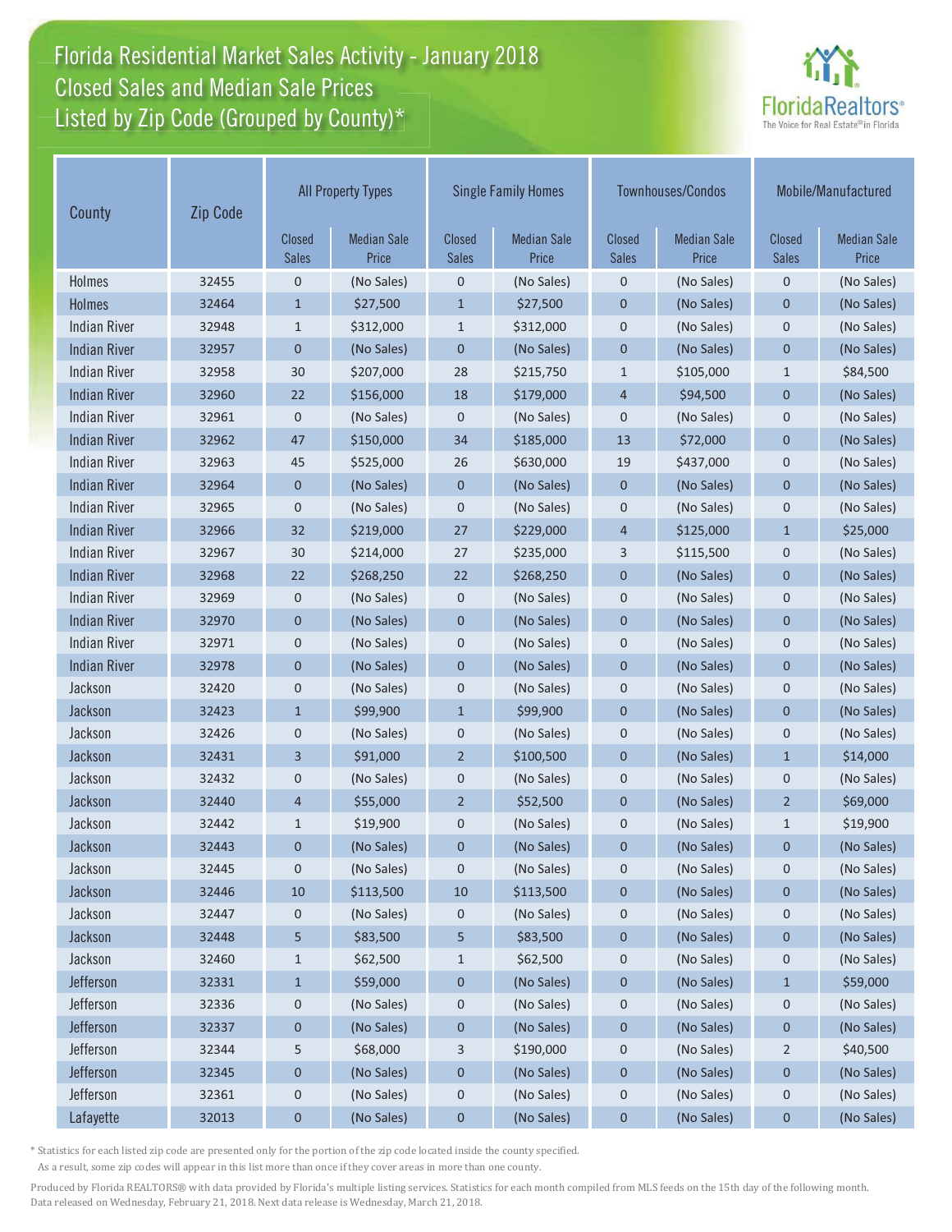# Florida Residential Market Sales Activity - January 2018
## Closed Sales and Median Sale Prices
## Listed by Zip Code (Grouped by County)*

| County | Zip Code | All Property Types | | Single Family Homes | | Townhouses/Condos | | Mobile/Manufactured | |
|---|---|---|---|---|---|---|---|---|---|
| | | Closed Sales | Median Sale Price | Closed Sales | Median Sale Price | Closed Sales | Median Sale Price | Closed Sales | Median Sale Price |
| Holmes | 32455 | 0 | (No Sales) | 0 | (No Sales) | 0 | (No Sales) | 0 | (No Sales) |
| Holmes | 32464 | 1 | $27,500 | 1 | $27,500 | 0 | (No Sales) | 0 | (No Sales) |
| Indian River | 32948 | 1 | $312,000 | 1 | $312,000 | 0 | (No Sales) | 0 | (No Sales) |
| Indian River | 32957 | 0 | (No Sales) | 0 | (No Sales) | 0 | (No Sales) | 0 | (No Sales) |
| Indian River | 32958 | 30 | $207,000 | 28 | $215,750 | 1 | $105,000 | 1 | $84,500 |
| Indian River | 32960 | 22 | $156,000 | 18 | $179,000 | 4 | $94,500 | 0 | (No Sales) |
| Indian River | 32961 | 0 | (No Sales) | 0 | (No Sales) | 0 | (No Sales) | 0 | (No Sales) |
| Indian River | 32962 | 47 | $150,000 | 34 | $185,000 | 13 | $72,000 | 0 | (No Sales) |
| Indian River | 32963 | 45 | $525,000 | 26 | $630,000 | 19 | $437,000 | 0 | (No Sales) |
| Indian River | 32964 | 0 | (No Sales) | 0 | (No Sales) | 0 | (No Sales) | 0 | (No Sales) |
| Indian River | 32965 | 0 | (No Sales) | 0 | (No Sales) | 0 | (No Sales) | 0 | (No Sales) |
| Indian River | 32966 | 32 | $219,000 | 27 | $229,000 | 4 | $125,000 | 1 | $25,000 |
| Indian River | 32967 | 30 | $214,000 | 27 | $235,000 | 3 | $115,500 | 0 | (No Sales) |
| Indian River | 32968 | 22 | $268,250 | 22 | $268,250 | 0 | (No Sales) | 0 | (No Sales) |
| Indian River | 32969 | 0 | (No Sales) | 0 | (No Sales) | 0 | (No Sales) | 0 | (No Sales) |
| Indian River | 32970 | 0 | (No Sales) | 0 | (No Sales) | 0 | (No Sales) | 0 | (No Sales) |
| Indian River | 32971 | 0 | (No Sales) | 0 | (No Sales) | 0 | (No Sales) | 0 | (No Sales) |
| Indian River | 32978 | 0 | (No Sales) | 0 | (No Sales) | 0 | (No Sales) | 0 | (No Sales) |
| Jackson | 32420 | 0 | (No Sales) | 0 | (No Sales) | 0 | (No Sales) | 0 | (No Sales) |
| Jackson | 32423 | 1 | $99,900 | 1 | $99,900 | 0 | (No Sales) | 0 | (No Sales) |
| Jackson | 32426 | 0 | (No Sales) | 0 | (No Sales) | 0 | (No Sales) | 0 | (No Sales) |
| Jackson | 32431 | 3 | $91,000 | 2 | $100,500 | 0 | (No Sales) | 1 | $14,000 |
| Jackson | 32432 | 0 | (No Sales) | 0 | (No Sales) | 0 | (No Sales) | 0 | (No Sales) |
| Jackson | 32440 | 4 | $55,000 | 2 | $52,500 | 0 | (No Sales) | 2 | $69,000 |
| Jackson | 32442 | 1 | $19,900 | 0 | (No Sales) | 0 | (No Sales) | 1 | $19,900 |
| Jackson | 32443 | 0 | (No Sales) | 0 | (No Sales) | 0 | (No Sales) | 0 | (No Sales) |
| Jackson | 32445 | 0 | (No Sales) | 0 | (No Sales) | 0 | (No Sales) | 0 | (No Sales) |
| Jackson | 32446 | 10 | $113,500 | 10 | $113,500 | 0 | (No Sales) | 0 | (No Sales) |
| Jackson | 32447 | 0 | (No Sales) | 0 | (No Sales) | 0 | (No Sales) | 0 | (No Sales) |
| Jackson | 32448 | 5 | $83,500 | 5 | $83,500 | 0 | (No Sales) | 0 | (No Sales) |
| Jackson | 32460 | 1 | $62,500 | 1 | $62,500 | 0 | (No Sales) | 0 | (No Sales) |
| Jefferson | 32331 | 1 | $59,000 | 0 | (No Sales) | 0 | (No Sales) | 1 | $59,000 |
| Jefferson | 32336 | 0 | (No Sales) | 0 | (No Sales) | 0 | (No Sales) | 0 | (No Sales) |
| Jefferson | 32337 | 0 | (No Sales) | 0 | (No Sales) | 0 | (No Sales) | 0 | (No Sales) |
| Jefferson | 32344 | 5 | $68,000 | 3 | $190,000 | 0 | (No Sales) | 2 | $40,500 |
| Jefferson | 32345 | 0 | (No Sales) | 0 | (No Sales) | 0 | (No Sales) | 0 | (No Sales) |
| Jefferson | 32361 | 0 | (No Sales) | 0 | (No Sales) | 0 | (No Sales) | 0 | (No Sales) |
| Lafayette | 32013 | 0 | (No Sales) | 0 | (No Sales) | 0 | (No Sales) | 0 | (No Sales) |

* Statistics for each listed zip code are presented only for the portion of the zip code located inside the county specified.
As a result, some zip codes will appear in this list more than once if they cover areas in more than one county.

Produced by Florida REALTORS® with data provided by Florida's multiple listing services. Statistics for each month compiled from MLS feeds on the 15th day of the following month.
Data released on Wednesday, February 21, 2018. Next data release is Wednesday, March 21, 2018.